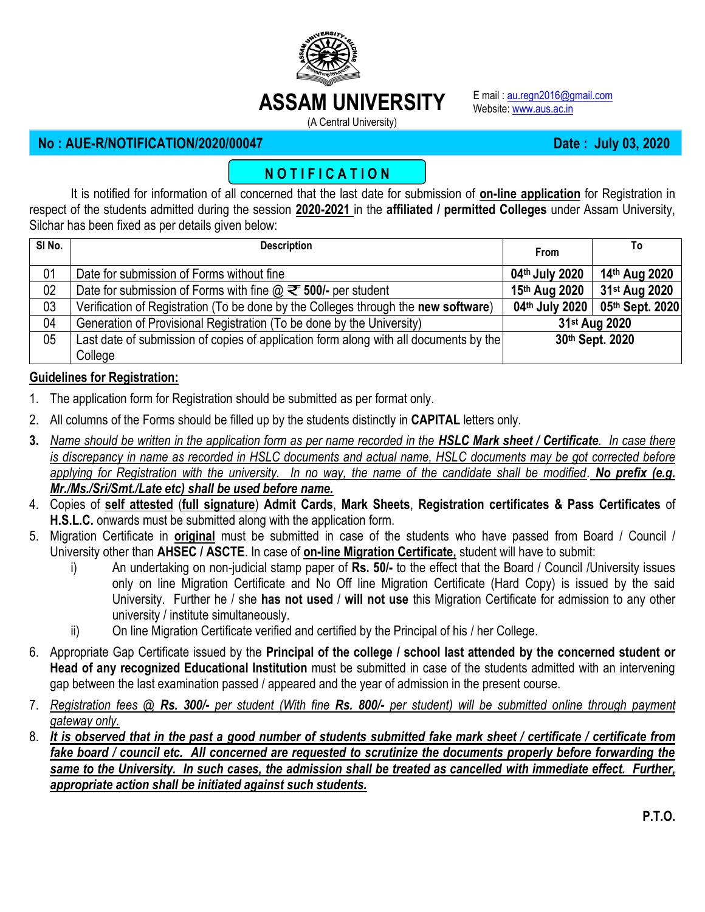# ASSAM UNIVERSITY

(A Central University)

E mail : au.regn2016@gmail.com
Website: www.aus.ac.in

**No : AUE-R/NOTIFICATION/2020/00047** **Date : July 03, 2020**

## NOTIFICATION

It is notified for information of all concerned that the last date for submission of **on-line application** for Registration in respect of the students admitted during the session **2020-2021** in the **affiliated / permitted Colleges** under Assam University, Silchar has been fixed as per details given below:

| Sl No. | Description | From | To |
|---|---|---|---|
| 01 | Date for submission of Forms without fine | 04th July 2020 | 14th Aug 2020 |
| 02 | Date for submission of Forms with fine @ ₹ **500/-** per student | 15th Aug 2020 | 31st Aug 2020 |
| 03 | Verification of Registration (To be done by the Colleges through the **new software**) | 04th July 2020 | 05th Sept. 2020 |
| 04 | Generation of Provisional Registration (To be done by the University) | 31st Aug 2020 | |
| 05 | Last date of submission of copies of application form along with all documents by the College | 30th Sept. 2020 | |

**Guidelines for Registration:**

1. The application form for Registration should be submitted as per format only.
2. All columns of the Forms should be filled up by the students distinctly in **CAPITAL** letters only.
3. *Name should be written in the application form as per name recorded in the **HSLC Mark sheet / Certificate**. In case there is discrepancy in name as recorded in HSLC documents and actual name, HSLC documents may be got corrected before applying for Registration with the university. In no way, the name of the candidate shall be modified.* ***No prefix (e.g. Mr./Ms./Sri/Smt./Late etc) shall be used before name.***
4. Copies of **self attested** (**full signature**) **Admit Cards**, **Mark Sheets**, **Registration certificates & Pass Certificates** of **H.S.L.C.** onwards must be submitted along with the application form.
5. Migration Certificate in **original** must be submitted in case of the students who have passed from Board / Council / University other than **AHSEC / ASCTE**. In case of **on-line Migration Certificate,** student will have to submit:
   i) An undertaking on non-judicial stamp paper of **Rs. 50/-** to the effect that the Board / Council /University issues only on line Migration Certificate and No Off line Migration Certificate (Hard Copy) is issued by the said University. Further he / she **has not used** / **will not use** this Migration Certificate for admission to any other university / institute simultaneously.
   ii) On line Migration Certificate verified and certified by the Principal of his / her College.
6. Appropriate Gap Certificate issued by the **Principal of the college / school last attended by the concerned student or Head of any recognized Educational Institution** must be submitted in case of the students admitted with an intervening gap between the last examination passed / appeared and the year of admission in the present course.
7. *Registration fees @ **Rs. 300/-** per student (With fine **Rs. 800/-** per student) will be submitted online through payment gateway only.*
8. ***It is observed that in the past a good number of students submitted fake mark sheet / certificate / certificate from fake board / council etc. All concerned are requested to scrutinize the documents properly before forwarding the same to the University. In such cases, the admission shall be treated as cancelled with immediate effect. Further, appropriate action shall be initiated against such students.***

**P.T.O.**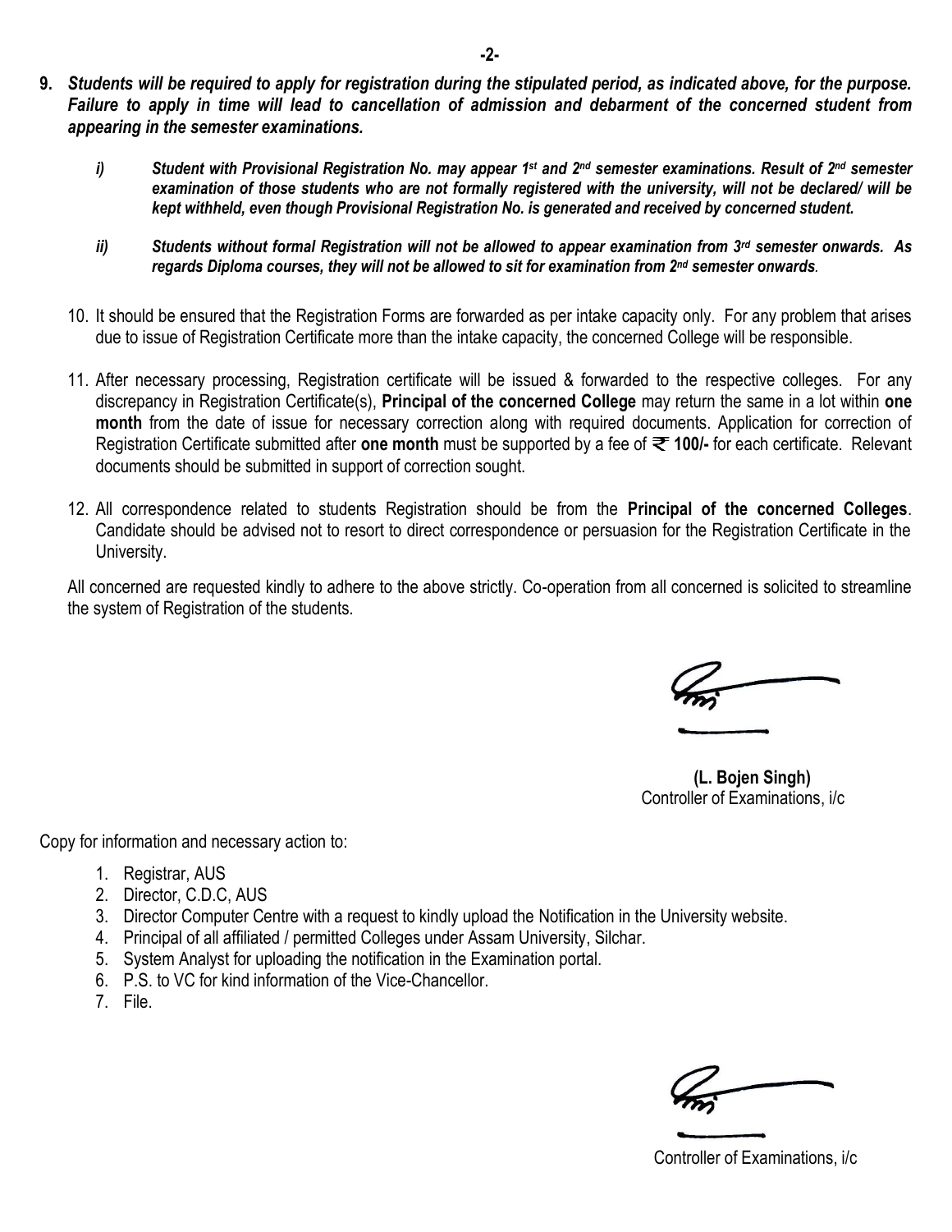**9.** ***Students will be required to apply for registration during the stipulated period, as indicated above, for the purpose. Failure to apply in time will lead to cancellation of admission and debarment of the concerned student from appearing in the semester examinations.***

   ***i) Student with Provisional Registration No. may appear 1st and 2nd semester examinations. Result of 2nd semester examination of those students who are not formally registered with the university, will not be declared/ will be kept withheld, even though Provisional Registration No. is generated and received by concerned student.***

   ***ii) Students without formal Registration will not be allowed to appear examination from 3rd semester onwards. As regards Diploma courses, they will not be allowed to sit for examination from 2nd semester onwards.***

10. It should be ensured that the Registration Forms are forwarded as per intake capacity only. For any problem that arises due to issue of Registration Certificate more than the intake capacity, the concerned College will be responsible.

11. After necessary processing, Registration certificate will be issued & forwarded to the respective colleges. For any discrepancy in Registration Certificate(s), **Principal of the concerned College** may return the same in a lot within **one month** from the date of issue for necessary correction along with required documents. Application for correction of Registration Certificate submitted after **one month** must be supported by a fee of **₹ 100/-** for each certificate. Relevant documents should be submitted in support of correction sought.

12. All correspondence related to students Registration should be from the **Principal of the concerned Colleges**. Candidate should be advised not to resort to direct correspondence or persuasion for the Registration Certificate in the University.

All concerned are requested kindly to adhere to the above strictly. Co-operation from all concerned is solicited to streamline the system of Registration of the students.

**(L. Bojen Singh)**
Controller of Examinations, i/c

Copy for information and necessary action to:

1. Registrar, AUS
2. Director, C.D.C, AUS
3. Director Computer Centre with a request to kindly upload the Notification in the University website.
4. Principal of all affiliated / permitted Colleges under Assam University, Silchar.
5. System Analyst for uploading the notification in the Examination portal.
6. P.S. to VC for kind information of the Vice-Chancellor.
7. File.

Controller of Examinations, i/c